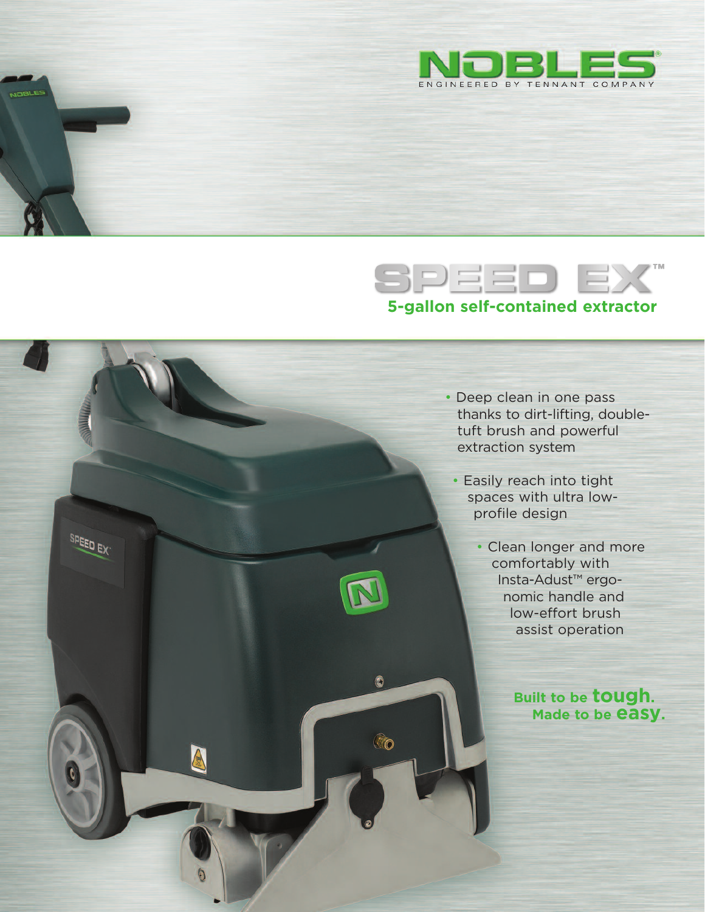# NOBLES®

ENGINEERED BY TENNANT COMPANY

## SPEED EX™

**5-gallon self-contained extractor**

- Deep clean in one pass thanks to dirt-lifting, double-tuft brush and powerful extraction system
- Easily reach into tight spaces with ultra low-profile design
- Clean longer and more comfortably with Insta-Adust™ ergonomic handle and low-effort brush assist operation

**Built to be tough. Made to be easy.**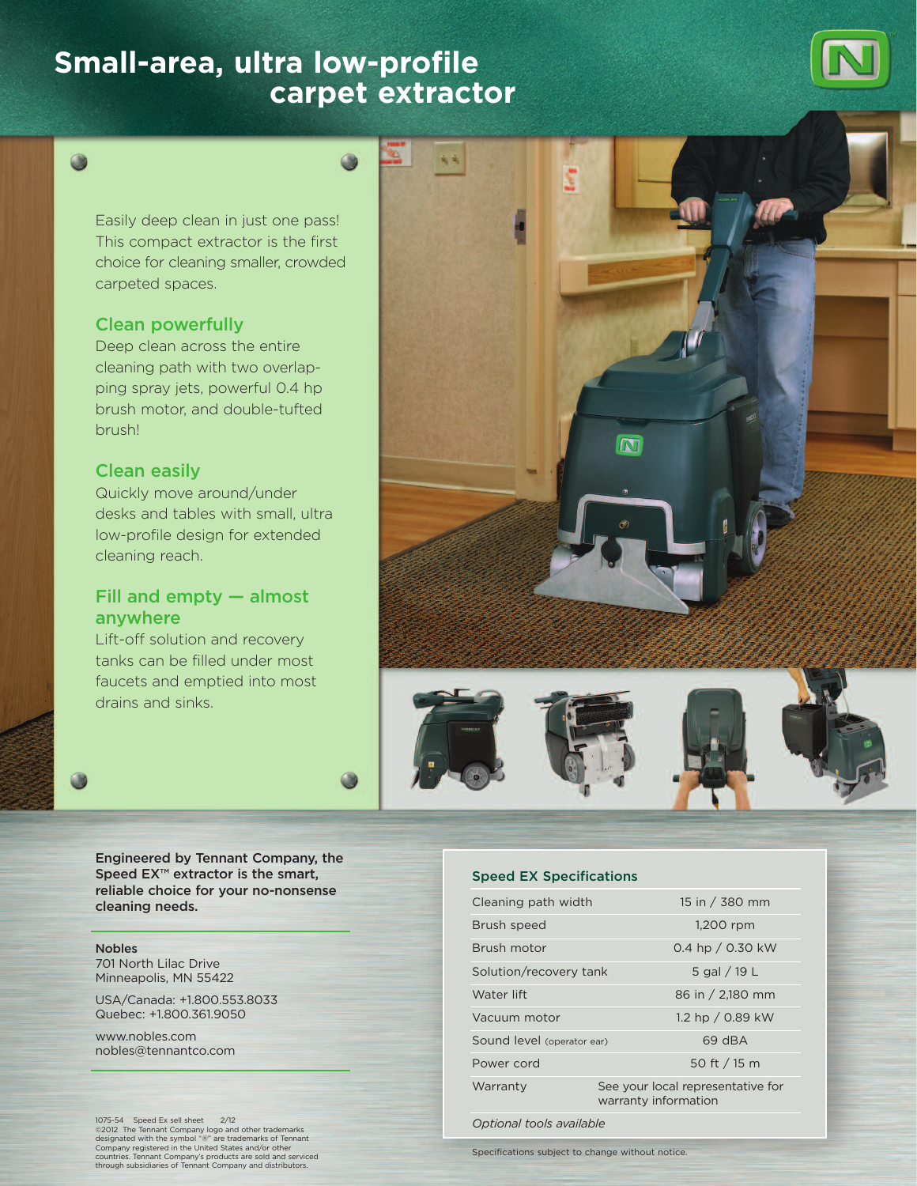# Small-area, ultra low-profile carpet extractor

Easily deep clean in just one pass! This compact extractor is the first choice for cleaning smaller, crowded carpeted spaces.

## Clean powerfully

Deep clean across the entire cleaning path with two overlapping spray jets, powerful 0.4 hp brush motor, and double-tufted brush!

## Clean easily

Quickly move around/under desks and tables with small, ultra low-profile design for extended cleaning reach.

## Fill and empty — almost anywhere

Lift-off solution and recovery tanks can be filled under most faucets and emptied into most drains and sinks.

**Engineered by Tennant Company, the Speed EX™ extractor is the smart, reliable choice for your no-nonsense cleaning needs.**

**Nobles**
701 North Lilac Drive
Minneapolis, MN 55422

USA/Canada: +1.800.553.8033
Quebec: +1.800.361.9050

www.nobles.com
nobles@tennantco.com

### Speed EX Specifications

| | |
|---|---|
| Cleaning path width | 15 in / 380 mm |
| Brush speed | 1,200 rpm |
| Brush motor | 0.4 hp / 0.30 kW |
| Solution/recovery tank | 5 gal / 19 L |
| Water lift | 86 in / 2,180 mm |
| Vacuum motor | 1.2 hp / 0.89 kW |
| Sound level (operator ear) | 69 dBA |
| Power cord | 50 ft / 15 m |
| Warranty | See your local representative for warranty information |

*Optional tools available*

Specifications subject to change without notice.

1075-54 Speed Ex sell sheet 2/12
©2012 The Tennant Company logo and other trademarks designated with the symbol "®" are trademarks of Tennant Company registered in the United States and/or other countries. Tennant Company's products are sold and serviced through subsidiaries of Tennant Company and distributors.